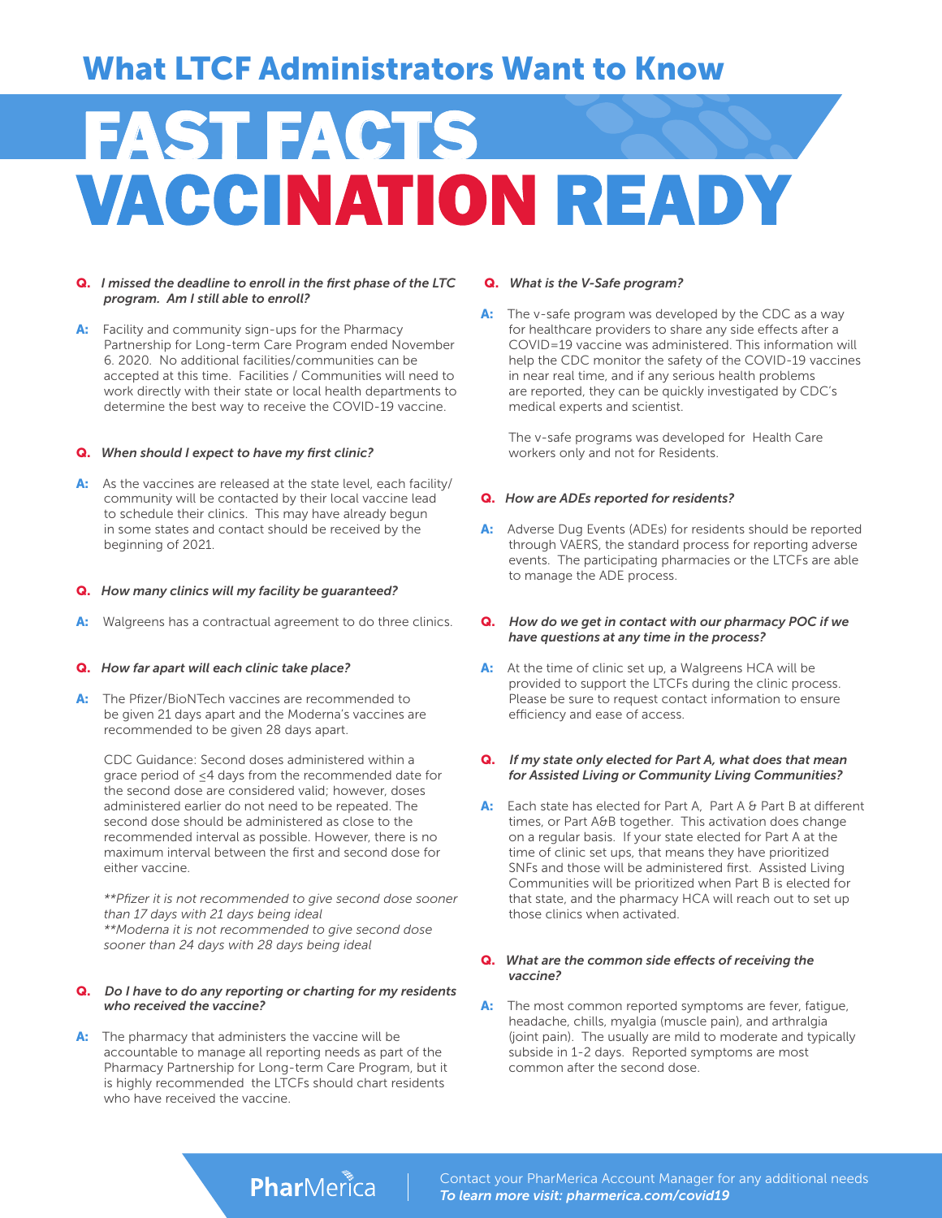## What LTCF Administrators Want to Know

# FAST FACTS VACCINATION READY

**Q.** ***I missed the deadline to enroll in the first phase of the LTC program. Am I still able to enroll?***

**A:** Facility and community sign-ups for the Pharmacy Partnership for Long-term Care Program ended November 6. 2020. No additional facilities/communities can be accepted at this time. Facilities / Communities will need to work directly with their state or local health departments to determine the best way to receive the COVID-19 vaccine.

**Q.** ***When should I expect to have my first clinic?***

**A:** As the vaccines are released at the state level, each facility/ community will be contacted by their local vaccine lead to schedule their clinics. This may have already begun in some states and contact should be received by the beginning of 2021.

**Q.** ***How many clinics will my facility be guaranteed?***

**A:** Walgreens has a contractual agreement to do three clinics.

**Q.** ***How far apart will each clinic take place?***

**A:** The Pfizer/BioNTech vaccines are recommended to be given 21 days apart and the Moderna's vaccines are recommended to be given 28 days apart.

CDC Guidance: Second doses administered within a grace period of ≤4 days from the recommended date for the second dose are considered valid; however, doses administered earlier do not need to be repeated. The second dose should be administered as close to the recommended interval as possible. However, there is no maximum interval between the first and second dose for either vaccine.

*\*\*Pfizer it is not recommended to give second dose sooner than 17 days with 21 days being ideal*
*\*\*Moderna it is not recommended to give second dose sooner than 24 days with 28 days being ideal*

**Q.** ***Do I have to do any reporting or charting for my residents who received the vaccine?***

**A:** The pharmacy that administers the vaccine will be accountable to manage all reporting needs as part of the Pharmacy Partnership for Long-term Care Program, but it is highly recommended the LTCFs should chart residents who have received the vaccine.

**Q.** ***What is the V-Safe program?***

**A:** The v-safe program was developed by the CDC as a way for healthcare providers to share any side effects after a COVID=19 vaccine was administered. This information will help the CDC monitor the safety of the COVID-19 vaccines in near real time, and if any serious health problems are reported, they can be quickly investigated by CDC's medical experts and scientist.

The v-safe programs was developed for Health Care workers only and not for Residents.

**Q.** ***How are ADEs reported for residents?***

**A:** Adverse Dug Events (ADEs) for residents should be reported through VAERS, the standard process for reporting adverse events. The participating pharmacies or the LTCFs are able to manage the ADE process.

**Q.** ***How do we get in contact with our pharmacy POC if we have questions at any time in the process?***

**A:** At the time of clinic set up, a Walgreens HCA will be provided to support the LTCFs during the clinic process. Please be sure to request contact information to ensure efficiency and ease of access.

**Q.** ***If my state only elected for Part A, what does that mean for Assisted Living or Community Living Communities?***

**A:** Each state has elected for Part A, Part A & Part B at different times, or Part A&B together. This activation does change on a regular basis. If your state elected for Part A at the time of clinic set ups, that means they have prioritized SNFs and those will be administered first. Assisted Living Communities will be prioritized when Part B is elected for that state, and the pharmacy HCA will reach out to set up those clinics when activated.

**Q.** ***What are the common side effects of receiving the vaccine?***

**A:** The most common reported symptoms are fever, fatigue, headache, chills, myalgia (muscle pain), and arthralgia (joint pain). The usually are mild to moderate and typically subside in 1-2 days. Reported symptoms are most common after the second dose.

PharMerica

Contact your PharMerica Account Manager for any additional needs
***To learn more visit: pharmerica.com/covid19***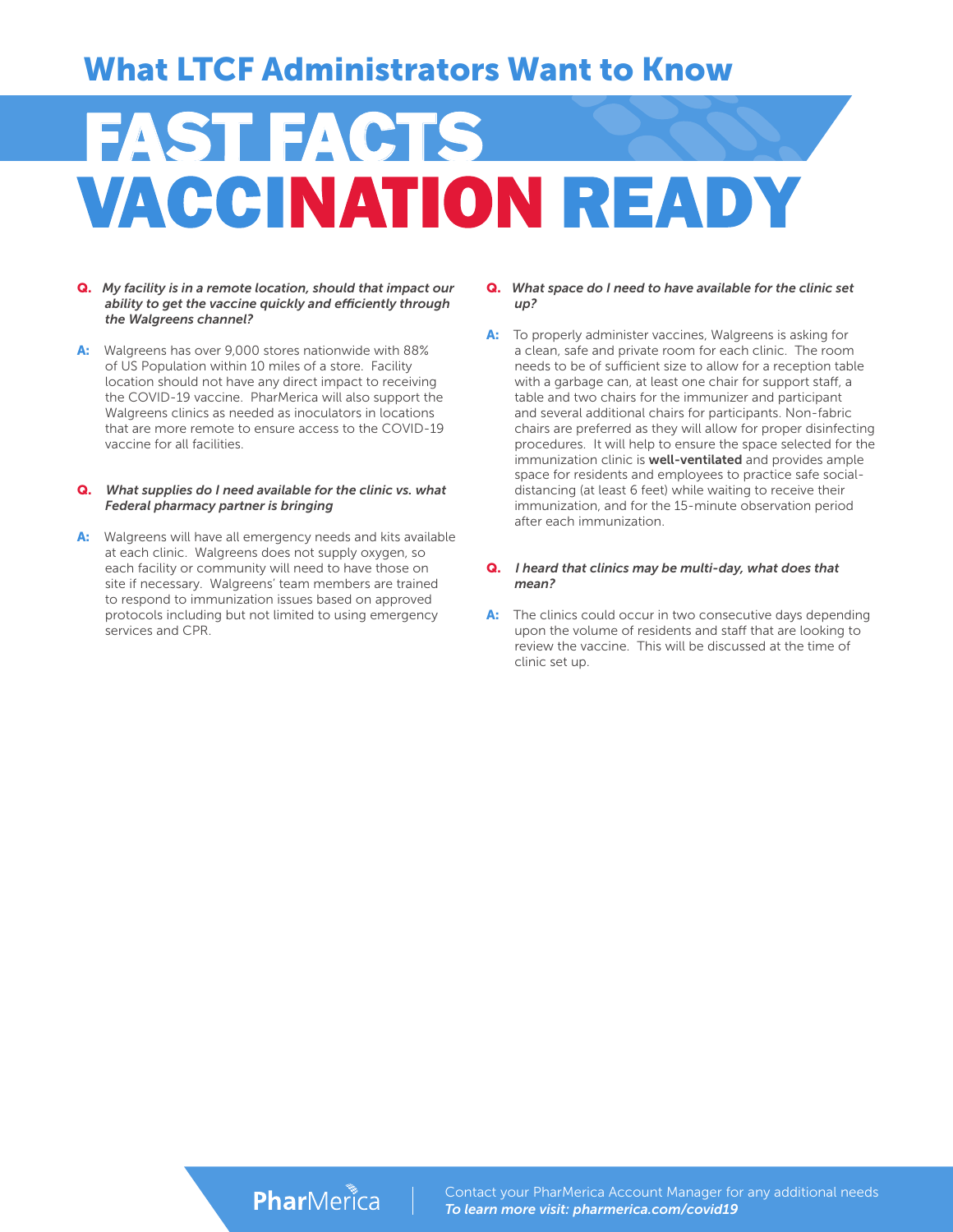## What LTCF Administrators Want to Know

# FAST FACTS VACCINATION READY

**Q.** ***My facility is in a remote location, should that impact our ability to get the vaccine quickly and efficiently through the Walgreens channel?***

**A:** Walgreens has over 9,000 stores nationwide with 88% of US Population within 10 miles of a store. Facility location should not have any direct impact to receiving the COVID-19 vaccine. PharMerica will also support the Walgreens clinics as needed as inoculators in locations that are more remote to ensure access to the COVID-19 vaccine for all facilities.

**Q.** ***What supplies do I need available for the clinic vs. what Federal pharmacy partner is bringing***

**A:** Walgreens will have all emergency needs and kits available at each clinic. Walgreens does not supply oxygen, so each facility or community will need to have those on site if necessary. Walgreens' team members are trained to respond to immunization issues based on approved protocols including but not limited to using emergency services and CPR.

**Q.** ***What space do I need to have available for the clinic set up?***

**A:** To properly administer vaccines, Walgreens is asking for a clean, safe and private room for each clinic. The room needs to be of sufficient size to allow for a reception table with a garbage can, at least one chair for support staff, a table and two chairs for the immunizer and participant and several additional chairs for participants. Non-fabric chairs are preferred as they will allow for proper disinfecting procedures. It will help to ensure the space selected for the immunization clinic is **well-ventilated** and provides ample space for residents and employees to practice safe social-distancing (at least 6 feet) while waiting to receive their immunization, and for the 15-minute observation period after each immunization.

**Q.** ***I heard that clinics may be multi-day, what does that mean?***

**A:** The clinics could occur in two consecutive days depending upon the volume of residents and staff that are looking to review the vaccine. This will be discussed at the time of clinic set up.

PharMerica | Contact your PharMerica Account Manager for any additional needs
***To learn more visit: pharmerica.com/covid19***